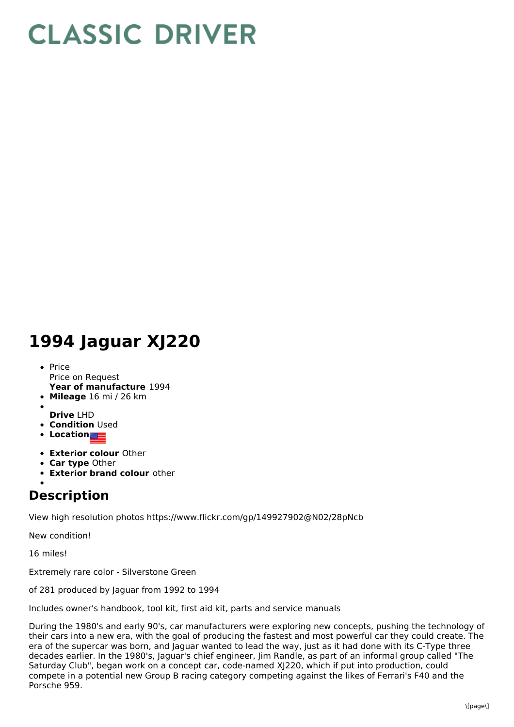# CLASSIC DRIVER

# 1994 Jaguar XJ220

- Price
  Price on Request
  **Year of manufacture** 1994
- **Mileage** 16 mi / 26 km
- 
  **Drive** LHD
- **Condition** Used
- **Location**
- **Exterior colour** Other
- **Car type** Other
- **Exterior brand colour** other
- 

## Description

View high resolution photos https://www.flickr.com/gp/149927902@N02/28pNcb

New condition!

16 miles!

Extremely rare color - Silverstone Green

of 281 produced by Jaguar from 1992 to 1994

Includes owner's handbook, tool kit, first aid kit, parts and service manuals

During the 1980's and early 90's, car manufacturers were exploring new concepts, pushing the technology of their cars into a new era, with the goal of producing the fastest and most powerful car they could create. The era of the supercar was born, and Jaguar wanted to lead the way, just as it had done with its C-Type three decades earlier. In the 1980's, Jaguar's chief engineer, Jim Randle, as part of an informal group called "The Saturday Club", began work on a concept car, code-named XJ220, which if put into production, could compete in a potential new Group B racing category competing against the likes of Ferrari's F40 and the Porsche 959.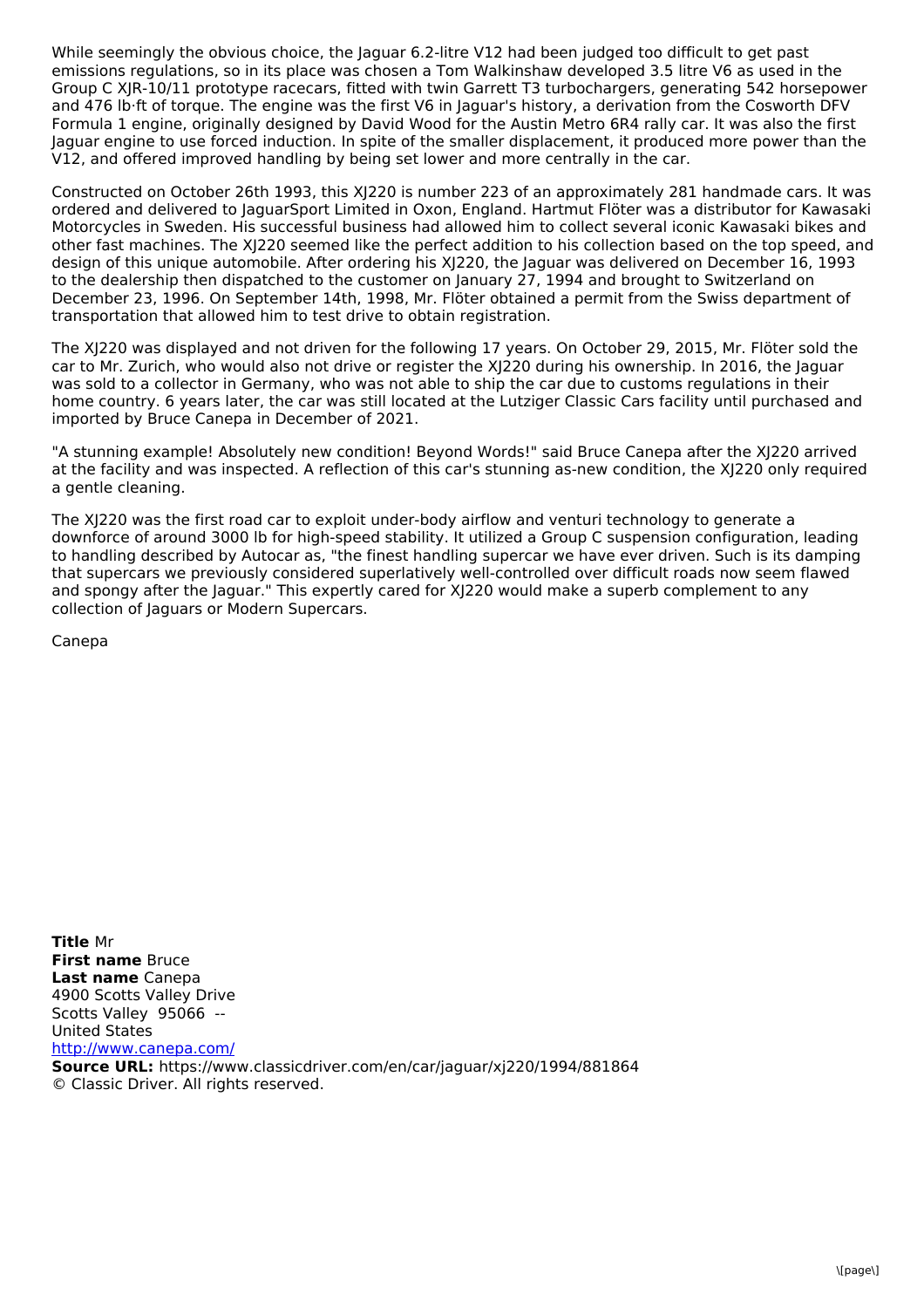While seemingly the obvious choice, the Jaguar 6.2-litre V12 had been judged too difficult to get past emissions regulations, so in its place was chosen a Tom Walkinshaw developed 3.5 litre V6 as used in the Group C XJR-10/11 prototype racecars, fitted with twin Garrett T3 turbochargers, generating 542 horsepower and 476 lb·ft of torque. The engine was the first V6 in Jaguar's history, a derivation from the Cosworth DFV Formula 1 engine, originally designed by David Wood for the Austin Metro 6R4 rally car. It was also the first Jaguar engine to use forced induction. In spite of the smaller displacement, it produced more power than the V12, and offered improved handling by being set lower and more centrally in the car.

Constructed on October 26th 1993, this XJ220 is number 223 of an approximately 281 handmade cars. It was ordered and delivered to JaguarSport Limited in Oxon, England. Hartmut Flöter was a distributor for Kawasaki Motorcycles in Sweden. His successful business had allowed him to collect several iconic Kawasaki bikes and other fast machines. The XJ220 seemed like the perfect addition to his collection based on the top speed, and design of this unique automobile. After ordering his XJ220, the Jaguar was delivered on December 16, 1993 to the dealership then dispatched to the customer on January 27, 1994 and brought to Switzerland on December 23, 1996. On September 14th, 1998, Mr. Flöter obtained a permit from the Swiss department of transportation that allowed him to test drive to obtain registration.

The XJ220 was displayed and not driven for the following 17 years. On October 29, 2015, Mr. Flöter sold the car to Mr. Zurich, who would also not drive or register the XJ220 during his ownership. In 2016, the Jaguar was sold to a collector in Germany, who was not able to ship the car due to customs regulations in their home country. 6 years later, the car was still located at the Lutziger Classic Cars facility until purchased and imported by Bruce Canepa in December of 2021.

"A stunning example! Absolutely new condition! Beyond Words!" said Bruce Canepa after the XJ220 arrived at the facility and was inspected. A reflection of this car's stunning as-new condition, the XJ220 only required a gentle cleaning.

The XJ220 was the first road car to exploit under-body airflow and venturi technology to generate a downforce of around 3000 lb for high-speed stability. It utilized a Group C suspension configuration, leading to handling described by Autocar as, "the finest handling supercar we have ever driven. Such is its damping that supercars we previously considered superlatively well-controlled over difficult roads now seem flawed and spongy after the Jaguar." This expertly cared for XJ220 would make a superb complement to any collection of Jaguars or Modern Supercars.

Canepa

**Title** Mr
**First name** Bruce
**Last name** Canepa
4900 Scotts Valley Drive
Scotts Valley 95066 --
United States
http://www.canepa.com/
**Source URL:** https://www.classicdriver.com/en/car/jaguar/xj220/1994/881864
© Classic Driver. All rights reserved.